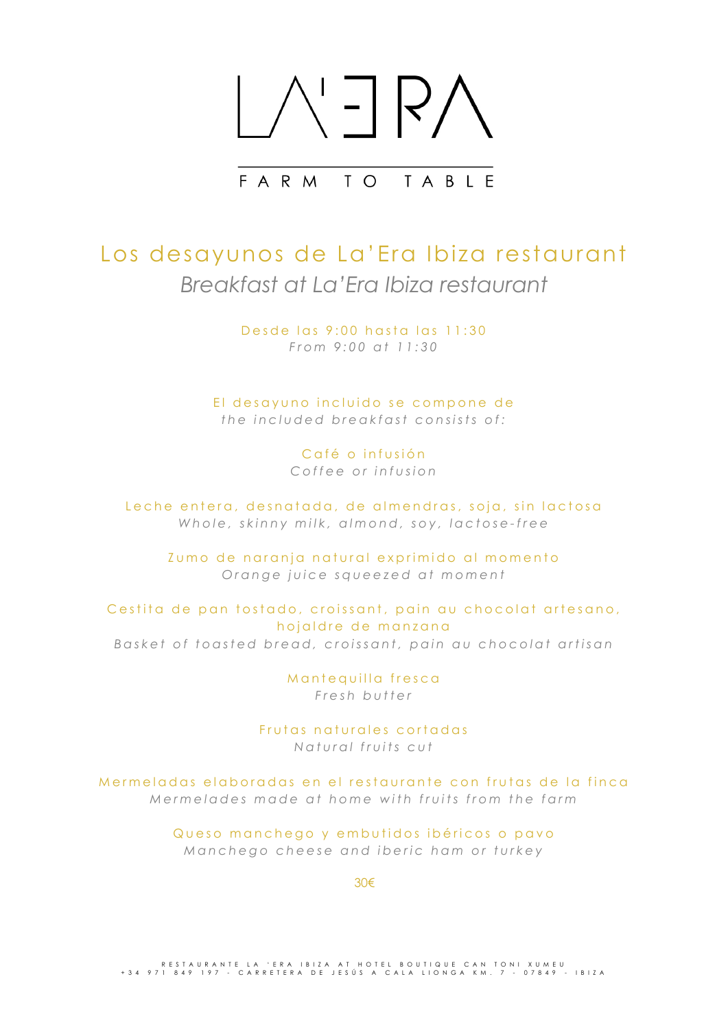# LA'ERA

FARM TO TABLE

## Los desayunos de La'Era Ibiza restaurant

*Breakfast at La'Era Ibiza restaurant*

Desde las 9:00 hasta las 11:30
*From 9:00 at 11:30*

El desayuno incluido se compone de
*the included breakfast consists of:*

Café o infusión
*Coffee or infusion*

Leche entera, desnatada, de almendras, soja, sin lactosa
*Whole, skinny milk, almond, soy, lactose-free*

Zumo de naranja natural exprimido al momento
*Orange juice squeezed at moment*

Cestita de pan tostado, croissant, pain au chocolat artesano, hojaldre de manzana
*Basket of toasted bread, croissant, pain au chocolat artisan*

Mantequilla fresca
*Fresh butter*

Frutas naturales cortadas
*Natural fruits cut*

Mermeladas elaboradas en el restaurante con frutas de la finca
*Mermelades made at home with fruits from the farm*

Queso manchego y embutidos ibéricos o pavo
*Manchego cheese and iberic ham or turkey*

30€

RESTAURANTE LA 'ERA IBIZA AT HOTEL BOUTIQUE CAN TONI XUMEU
+34 971 849 197 - CARRETERA DE JESÚS A CALA LIONGA KM. 7 - 07849 - IBIZA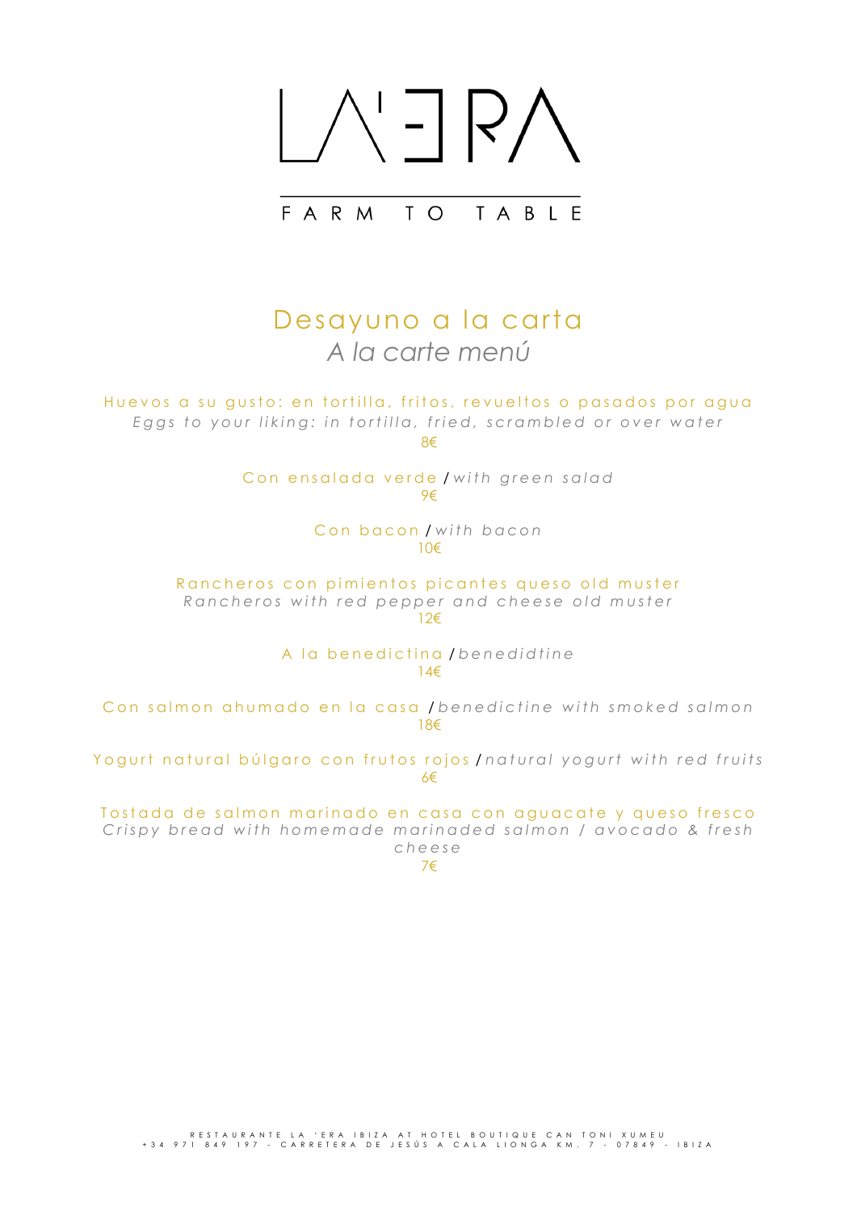# LA'ERA

FARM TO TABLE

## Desayuno a la carta
*A la carte menú*

Huevos a su gusto: en tortilla, fritos, revueltos o pasados por agua
*Eggs to your liking: in tortilla, fried, scrambled or over water*
8€

Con ensalada verde / *with green salad*
9€

Con bacon / *with bacon*
10€

Rancheros con pimientos picantes queso old muster
*Rancheros with red pepper and cheese old muster*
12€

A la benedictina / *benedidtine*
14€

Con salmon ahumado en la casa / *benedictine with smoked salmon*
18€

Yogurt natural búlgaro con frutos rojos / *natural yogurt with red fruits*
6€

Tostada de salmon marinado en casa con aguacate y queso fresco
*Crispy bread with homemade marinaded salmon / avocado & fresh cheese*
7€

RESTAURANTE LA 'ERA IBIZA AT HOTEL BOUTIQUE CAN TONI XUMEU
+34 971 849 197 - CARRETERA DE JESÚS A CALA LIONGA KM. 7 - 07849 - IBIZA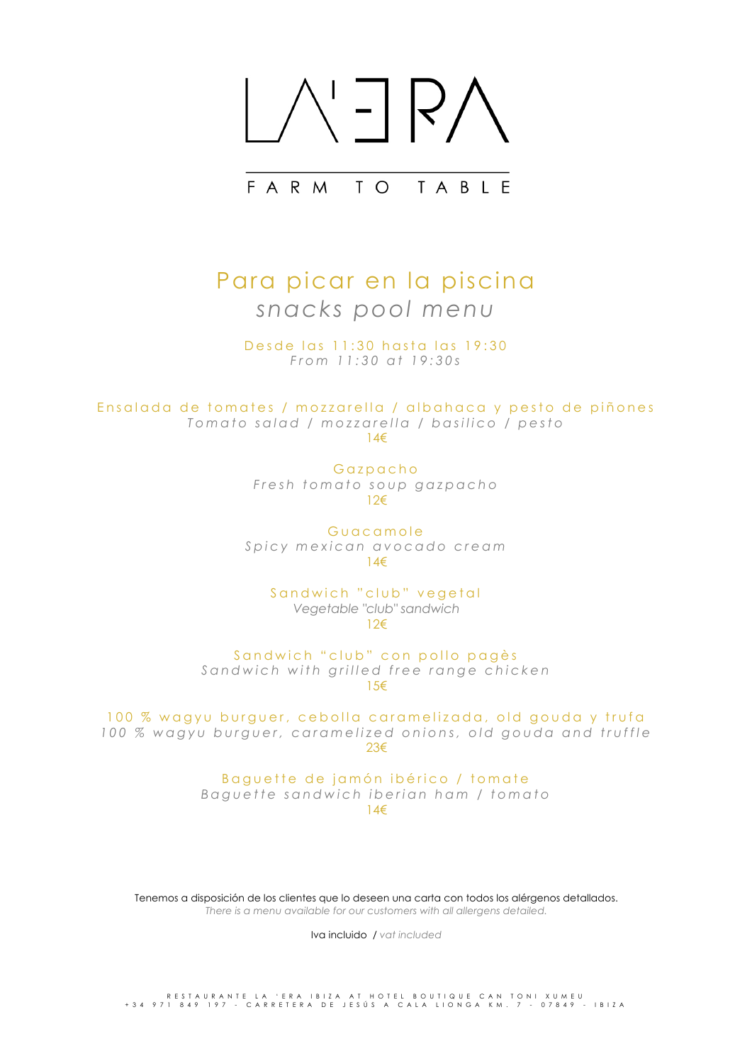# LA'ERA

FARM TO TABLE

## Para picar en la piscina

*snacks pool menu*

Desde las 11:30 hasta las 19:30
*From 11:30 at 19:30s*

Ensalada de tomates / mozzarella / albahaca y pesto de piñones
*Tomato salad / mozzarella / basilico / pesto*
14€

Gazpacho
*Fresh tomato soup gazpacho*
12€

Guacamole
*Spicy mexican avocado cream*
14€

Sandwich "club" vegetal
*Vegetable "club" sandwich*
12€

Sandwich "club" con pollo pagès
*Sandwich with grilled free range chicken*
15€

100 % wagyu burguer, cebolla caramelizada, old gouda y trufa
*100 % wagyu burguer, caramelized onions, old gouda and truffle*
23€

Baguette de jamón ibérico / tomate
*Baguette sandwich iberian ham / tomato*
14€

Tenemos a disposición de los clientes que lo deseen una carta con todos los alérgenos detallados.
*There is a menu available for our customers with all allergens detailed.*

Iva incluido / *vat included*

RESTAURANTE LA 'ERA IBIZA AT HOTEL BOUTIQUE CAN TONI XUMEU
+34 971 849 197 - CARRETERA DE JESÚS A CALA LIONGA KM. 7 - 07849 - IBIZA